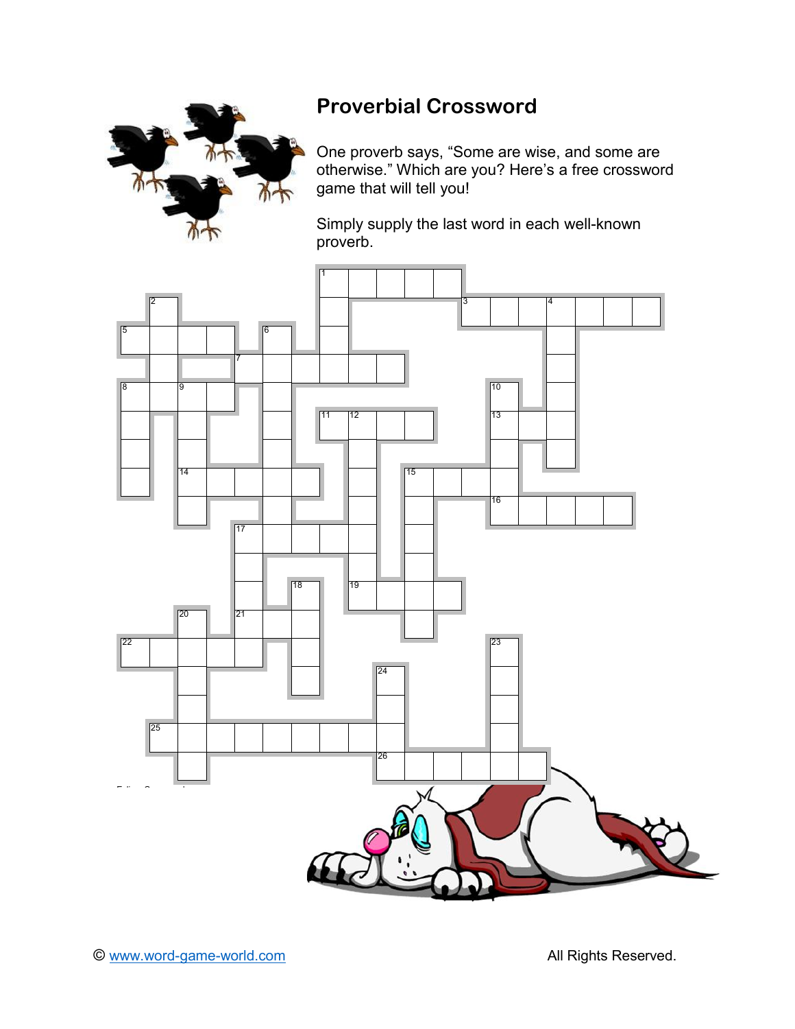# Proverbial Crossword

One proverb says, "Some are wise, and some are otherwise." Which are you? Here's a free crossword game that will tell you!

Simply supply the last word in each well-known proverb.

© www.word-game-world.com All Rights Reserved.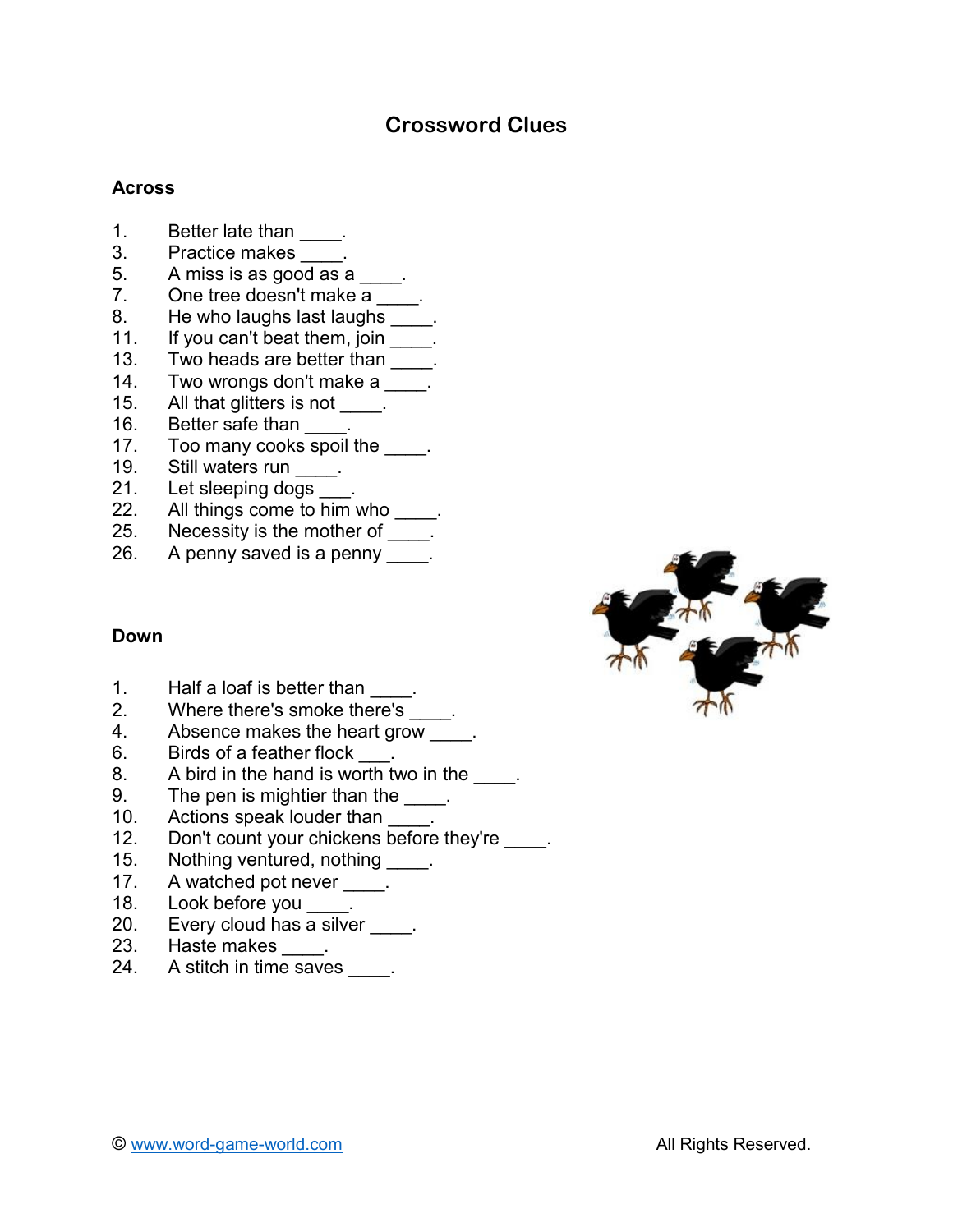# Crossword Clues

## Across

1. Better late than ____.
3. Practice makes ____.
5. A miss is as good as a ____.
7. One tree doesn't make a ____.
8. He who laughs last laughs ____.
11. If you can't beat them, join ____.
13. Two heads are better than ____.
14. Two wrongs don't make a ____.
15. All that glitters is not ____.
16. Better safe than ____.
17. Too many cooks spoil the ____.
19. Still waters run ____.
21. Let sleeping dogs ___.
22. All things come to him who ____.
25. Necessity is the mother of ____.
26. A penny saved is a penny ____.

## Down

1. Half a loaf is better than ____.
2. Where there's smoke there's ____.
4. Absence makes the heart grow ____.
6. Birds of a feather flock ___.
8. A bird in the hand is worth two in the ____.
9. The pen is mightier than the ____.
10. Actions speak louder than ____.
12. Don't count your chickens before they're ____.
15. Nothing ventured, nothing ____.
17. A watched pot never ____.
18. Look before you ____.
20. Every cloud has a silver ____.
23. Haste makes ____.
24. A stitch in time saves ____.

© www.word-game-world.com All Rights Reserved.